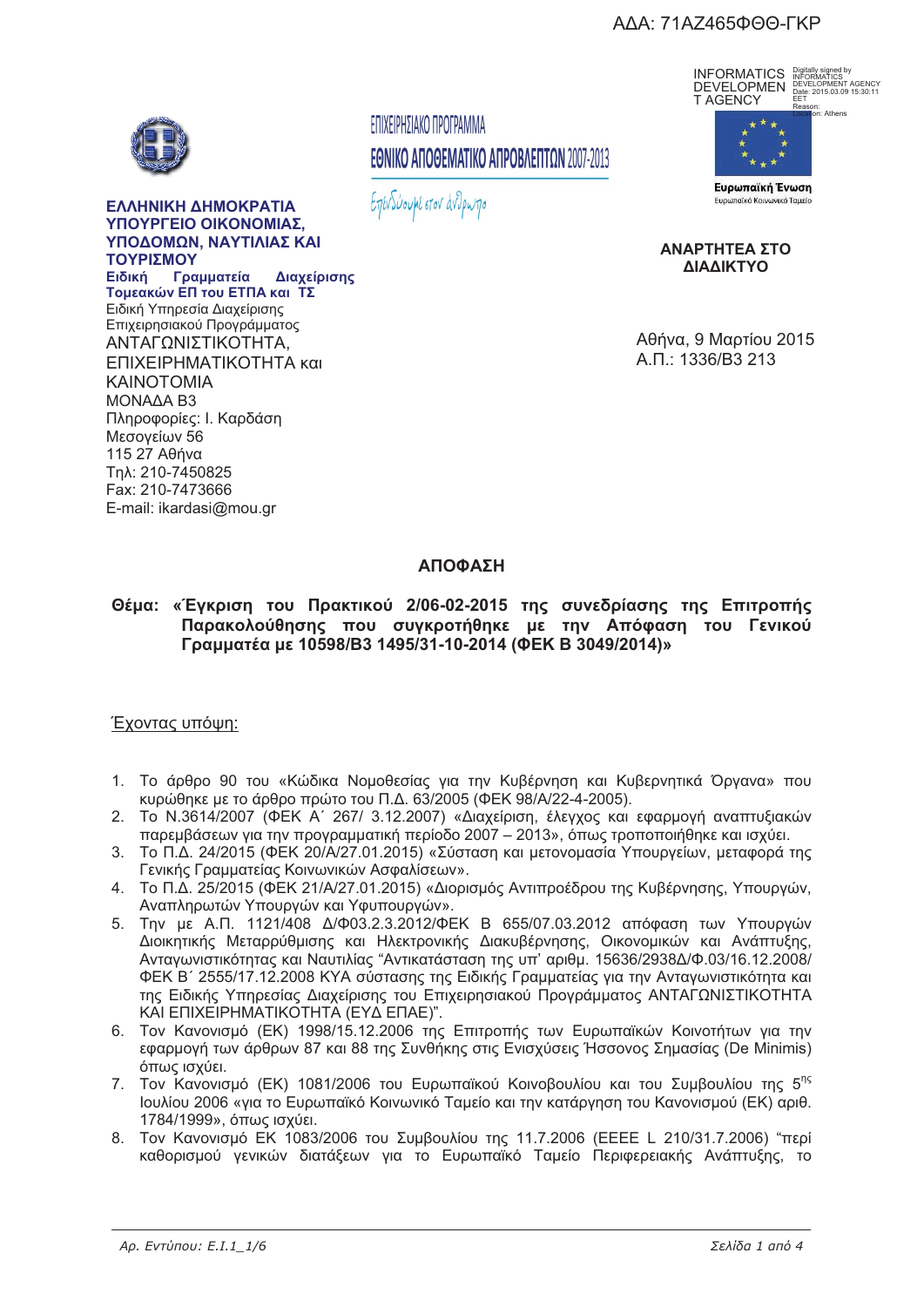ΑΔΑ: 71ΑΖ465ΦΘΘ-ΓΚΡ

INFORMATICS DEVELOPMENT AGENCY
Digitally signed by INFORMATICS DEVELOPMENT AGENCY
Date: 2015.03.09 15:30:11 EET
Reason:
Location: Athens

ΕΠΙΧΕΙΡΗΣΙΑΚΟ ΠΡΟΓΡΑΜΜΑ
**ΕΘΝΙΚΟ ΑΠΟΘΕΜΑΤΙΚΟ ΑΠΡΟΒΛΕΠΤΩΝ 2007-2013**
Επενδύουμε στον άνθρωπο

Ευρωπαϊκή Ένωση
Ευρωπαϊκό Κοινωνικό Ταμείο

**ΕΛΛΗΝΙΚΗ ΔΗΜΟΚΡΑΤΙΑ**
**ΥΠΟΥΡΓΕΙΟ ΟΙΚΟΝΟΜΙΑΣ, ΥΠΟΔΟΜΩΝ, ΝΑΥΤΙΛΙΑΣ ΚΑΙ ΤΟΥΡΙΣΜΟΥ**
**Ειδική Γραμματεία Διαχείρισης Τομεακών ΕΠ του ΕΤΠΑ και ΤΣ**
Ειδική Υπηρεσία Διαχείρισης Επιχειρησιακού Προγράμματος
ΑΝΤΑΓΩΝΙΣΤΙΚΟΤΗΤΑ, ΕΠΙΧΕΙΡΗΜΑΤΙΚΟΤΗΤΑ και ΚΑΙΝΟΤΟΜΙΑ
ΜΟΝΑΔΑ Β3
Πληροφορίες: Ι. Καρδάση
Μεσογείων 56
115 27 Αθήνα
Τηλ: 210-7450825
Fax: 210-7473666
E-mail: ikardasi@mou.gr

**ΑΝΑΡΤΗΤΕΑ ΣΤΟ ΔΙΑΔΙΚΤΥΟ**

Αθήνα, 9 Μαρτίου 2015
Α.Π.: 1336/Β3 213

## ΑΠΟΦΑΣΗ

**Θέμα: «Έγκριση του Πρακτικού 2/06-02-2015 της συνεδρίασης της Επιτροπής Παρακολούθησης που συγκροτήθηκε με την Απόφαση του Γενικού Γραμματέα με 10598/Β3 1495/31-10-2014 (ΦΕΚ Β 3049/2014)»**

Έχοντας υπόψη:

1. Το άρθρο 90 του «Κώδικα Νομοθεσίας για την Κυβέρνηση και Κυβερνητικά Όργανα» που κυρώθηκε με το άρθρο πρώτο του Π.Δ. 63/2005 (ΦΕΚ 98/Α/22-4-2005).
2. Το Ν.3614/2007 (ΦΕΚ Α΄ 267/ 3.12.2007) «Διαχείριση, έλεγχος και εφαρμογή αναπτυξιακών παρεμβάσεων για την προγραμματική περίοδο 2007 – 2013», όπως τροποποιήθηκε και ισχύει.
3. Το Π.Δ. 24/2015 (ΦΕΚ 20/Α/27.01.2015) «Σύσταση και μετονομασία Υπουργείων, μεταφορά της Γενικής Γραμματείας Κοινωνικών Ασφαλίσεων».
4. Το Π.Δ. 25/2015 (ΦΕΚ 21/Α/27.01.2015) «Διορισμός Αντιπροέδρου της Κυβέρνησης, Υπουργών, Αναπληρωτών Υπουργών και Υφυπουργών».
5. Την με Α.Π. 1121/408 Δ/Φ03.2.3.2012/ΦΕΚ Β 655/07.03.2012 απόφαση των Υπουργών Διοικητικής Μεταρρύθμισης και Ηλεκτρονικής Διακυβέρνησης, Οικονομικών και Ανάπτυξης, Ανταγωνιστικότητας και Ναυτιλίας "Αντικατάσταση της υπ' αριθμ. 15636/2938Δ/Φ.03/16.12.2008/ ΦΕΚ Β΄ 2555/17.12.2008 ΚΥΑ σύστασης της Ειδικής Γραμματείας για την Ανταγωνιστικότητα και της Ειδικής Υπηρεσίας Διαχείρισης του Επιχειρησιακού Προγράμματος ΑΝΤΑΓΩΝΙΣΤΙΚΟΤΗΤΑ ΚΑΙ ΕΠΙΧΕΙΡΗΜΑΤΙΚΟΤΗΤΑ (ΕΥΔ ΕΠΑΕ)".
6. Τον Κανονισμό (ΕΚ) 1998/15.12.2006 της Επιτροπής των Ευρωπαϊκών Κοινοτήτων για την εφαρμογή των άρθρων 87 και 88 της Συνθήκης στις Ενισχύσεις Ήσσονος Σημασίας (De Minimis) όπως ισχύει.
7. Τον Κανονισμό (ΕΚ) 1081/2006 του Ευρωπαϊκού Κοινοβουλίου και του Συμβουλίου της 5ης Ιουλίου 2006 «για το Ευρωπαϊκό Κοινωνικό Ταμείο και την κατάργηση του Κανονισμού (ΕΚ) αριθ. 1784/1999», όπως ισχύει.
8. Τον Κανονισμό ΕΚ 1083/2006 του Συμβουλίου της 11.7.2006 (ΕΕΕΕ L 210/31.7.2006) "περί καθορισμού γενικών διατάξεων για το Ευρωπαϊκό Ταμείο Περιφερειακής Ανάπτυξης, το

Αρ. Εντύπου: Ε.Ι.1_1/6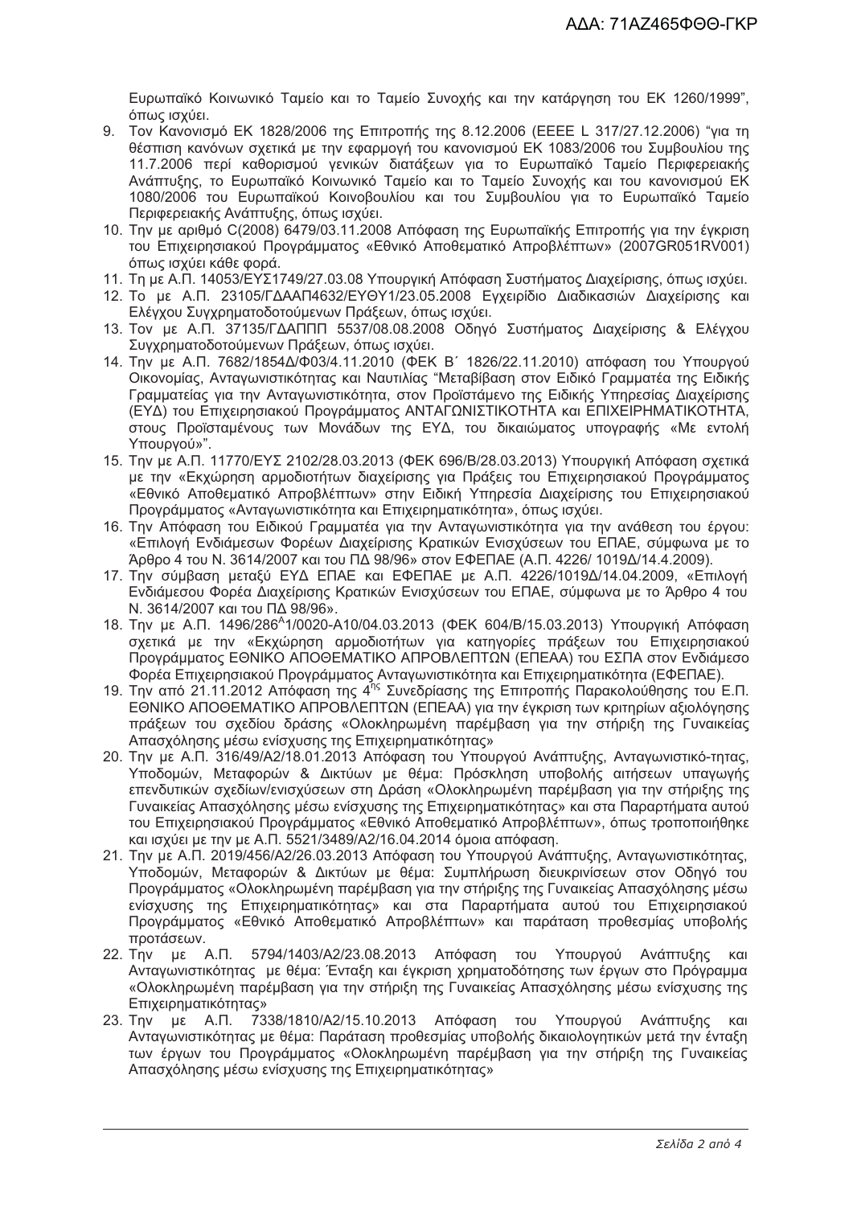Ευρωπαϊκό Κοινωνικό Ταμείο και το Ταμείο Συνοχής και την κατάργηση του ΕΚ 1260/1999", όπως ισχύει.

9. Τον Κανονισμό ΕΚ 1828/2006 της Επιτροπής της 8.12.2006 (ΕΕΕΕ L 317/27.12.2006) "για τη θέσπιση κανόνων σχετικά με την εφαρμογή του κανονισμού ΕΚ 1083/2006 του Συμβουλίου της 11.7.2006 περί καθορισμού γενικών διατάξεων για το Ευρωπαϊκό Ταμείο Περιφερειακής Ανάπτυξης, το Ευρωπαϊκό Κοινωνικό Ταμείο και το Ταμείο Συνοχής και του κανονισμού ΕΚ 1080/2006 του Ευρωπαϊκού Κοινοβουλίου και του Συμβουλίου για το Ευρωπαϊκό Ταμείο Περιφερειακής Ανάπτυξης, όπως ισχύει.
10. Την με αριθμό C(2008) 6479/03.11.2008 Απόφαση της Ευρωπαϊκής Επιτροπής για την έγκριση του Επιχειρησιακού Προγράμματος «Εθνικό Αποθεματικό Απροβλέπτων» (2007GR051RV001) όπως ισχύει κάθε φορά.
11. Τη με Α.Π. 14053/ΕΥΣ1749/27.03.08 Υπουργική Απόφαση Συστήματος Διαχείρισης, όπως ισχύει.
12. Το με Α.Π. 23105/ΓΔΑΑΠ4632/ΕΥΘΥ1/23.05.2008 Εγχειρίδιο Διαδικασιών Διαχείρισης και Ελέγχου Συγχρηματοδοτούμενων Πράξεων, όπως ισχύει.
13. Τον με Α.Π. 37135/ΓΔΑΠΠΠ 5537/08.08.2008 Οδηγό Συστήματος Διαχείρισης & Ελέγχου Συγχρηματοδοτούμενων Πράξεων, όπως ισχύει.
14. Την με Α.Π. 7682/1854Δ/Φ03/4.11.2010 (ΦΕΚ Β΄ 1826/22.11.2010) απόφαση του Υπουργού Οικονομίας, Ανταγωνιστικότητας και Ναυτιλίας "Μεταβίβαση στον Ειδικό Γραμματέα της Ειδικής Γραμματείας για την Ανταγωνιστικότητα, στον Προϊστάμενο της Ειδικής Υπηρεσίας Διαχείρισης (ΕΥΔ) του Επιχειρησιακού Προγράμματος ΑΝΤΑΓΩΝΙΣΤΙΚΟΤΗΤΑ και ΕΠΙΧΕΙΡΗΜΑΤΙΚΟΤΗΤΑ, στους Προϊσταμένους των Μονάδων της ΕΥΔ, του δικαιώματος υπογραφής «Με εντολή Υπουργού»".
15. Την με Α.Π. 11770/ΕΥΣ 2102/28.03.2013 (ΦΕΚ 696/Β/28.03.2013) Υπουργική Απόφαση σχετικά με την «Εκχώρηση αρμοδιοτήτων διαχείρισης για Πράξεις του Επιχειρησιακού Προγράμματος «Εθνικό Αποθεματικό Απροβλέπτων» στην Ειδική Υπηρεσία Διαχείρισης του Επιχειρησιακού Προγράμματος «Ανταγωνιστικότητα και Επιχειρηματικότητα», όπως ισχύει.
16. Την Απόφαση του Ειδικού Γραμματέα για την Ανταγωνιστικότητα για την ανάθεση του έργου: «Επιλογή Ενδιάμεσων Φορέων Διαχείρισης Κρατικών Ενισχύσεων του ΕΠΑΕ, σύμφωνα με το Άρθρο 4 του Ν. 3614/2007 και του ΠΔ 98/96» στον ΕΦΕΠΑΕ (Α.Π. 4226/ 1019Δ/14.4.2009).
17. Την σύμβαση μεταξύ ΕΥΔ ΕΠΑΕ και ΕΦΕΠΑΕ με Α.Π. 4226/1019Δ/14.04.2009, «Επιλογή Ενδιάμεσου Φορέα Διαχείρισης Κρατικών Ενισχύσεων του ΕΠΑΕ, σύμφωνα με το Άρθρο 4 του Ν. 3614/2007 και του ΠΔ 98/96».
18. Την με Α.Π. 1496/286^1/0020-Α10/04.03.2013 (ΦΕΚ 604/Β/15.03.2013) Υπουργική Απόφαση σχετικά με την «Εκχώρηση αρμοδιοτήτων για κατηγορίες πράξεων του Επιχειρησιακού Προγράμματος ΕΘΝΙΚΟ ΑΠΟΘΕΜΑΤΙΚΟ ΑΠΡΟΒΛΕΠΤΩΝ (ΕΠΕΑΑ) του ΕΣΠΑ στον Ενδιάμεσο Φορέα Επιχειρησιακού Προγράμματος Ανταγωνιστικότητα και Επιχειρηματικότητα (ΕΦΕΠΑΕ).
19. Την από 21.11.2012 Απόφαση της 4ης Συνεδρίασης της Επιτροπής Παρακολούθησης του Ε.Π. ΕΘΝΙΚΟ ΑΠΟΘΕΜΑΤΙΚΟ ΑΠΡΟΒΛΕΠΤΩΝ (ΕΠΕΑΑ) για την έγκριση των κριτηρίων αξιολόγησης πράξεων του σχεδίου δράσης «Ολοκληρωμένη παρέμβαση για την στήριξη της Γυναικείας Απασχόλησης μέσω ενίσχυσης της Επιχειρηματικότητας»
20. Την με Α.Π. 316/49/Α2/18.01.2013 Απόφαση του Υπουργού Ανάπτυξης, Ανταγωνιστικό-τητας, Υποδομών, Μεταφορών & Δικτύων με θέμα: Πρόσκληση υποβολής αιτήσεων υπαγωγής επενδυτικών σχεδίων/ενισχύσεων στη Δράση «Ολοκληρωμένη παρέμβαση για την στήριξης της Γυναικείας Απασχόλησης μέσω ενίσχυσης της Επιχειρηματικότητας» και στα Παραρτήματα αυτού του Επιχειρησιακού Προγράμματος «Εθνικό Αποθεματικό Απροβλέπτων», όπως τροποποιήθηκε και ισχύει με την με Α.Π. 5521/3489/Α2/16.04.2014 όμοια απόφαση.
21. Την με Α.Π. 2019/456/Α2/26.03.2013 Απόφαση του Υπουργού Ανάπτυξης, Ανταγωνιστικότητας, Υποδομών, Μεταφορών & Δικτύων με θέμα: Συμπλήρωση διευκρινίσεων στον Οδηγό του Προγράμματος «Ολοκληρωμένη παρέμβαση για την στήριξης της Γυναικείας Απασχόλησης μέσω ενίσχυσης της Επιχειρηματικότητας» και στα Παραρτήματα αυτού του Επιχειρησιακού Προγράμματος «Εθνικό Αποθεματικό Απροβλέπτων» και παράταση προθεσμίας υποβολής προτάσεων.
22. Την με Α.Π. 5794/1403/Α2/23.08.2013 Απόφαση του Υπουργού Ανάπτυξης και Ανταγωνιστικότητας με θέμα: Ένταξη και έγκριση χρηματοδότησης των έργων στο Πρόγραμμα «Ολοκληρωμένη παρέμβαση για την στήριξη της Γυναικείας Απασχόλησης μέσω ενίσχυσης της Επιχειρηματικότητας»
23. Την με Α.Π. 7338/1810/Α2/15.10.2013 Απόφαση του Υπουργού Ανάπτυξης και Ανταγωνιστικότητας με θέμα: Παράταση προθεσμίας υποβολής δικαιολογητικών μετά την ένταξη των έργων του Προγράμματος «Ολοκληρωμένη παρέμβαση για την στήριξη της Γυναικείας Απασχόλησης μέσω ενίσχυσης της Επιχειρηματικότητας»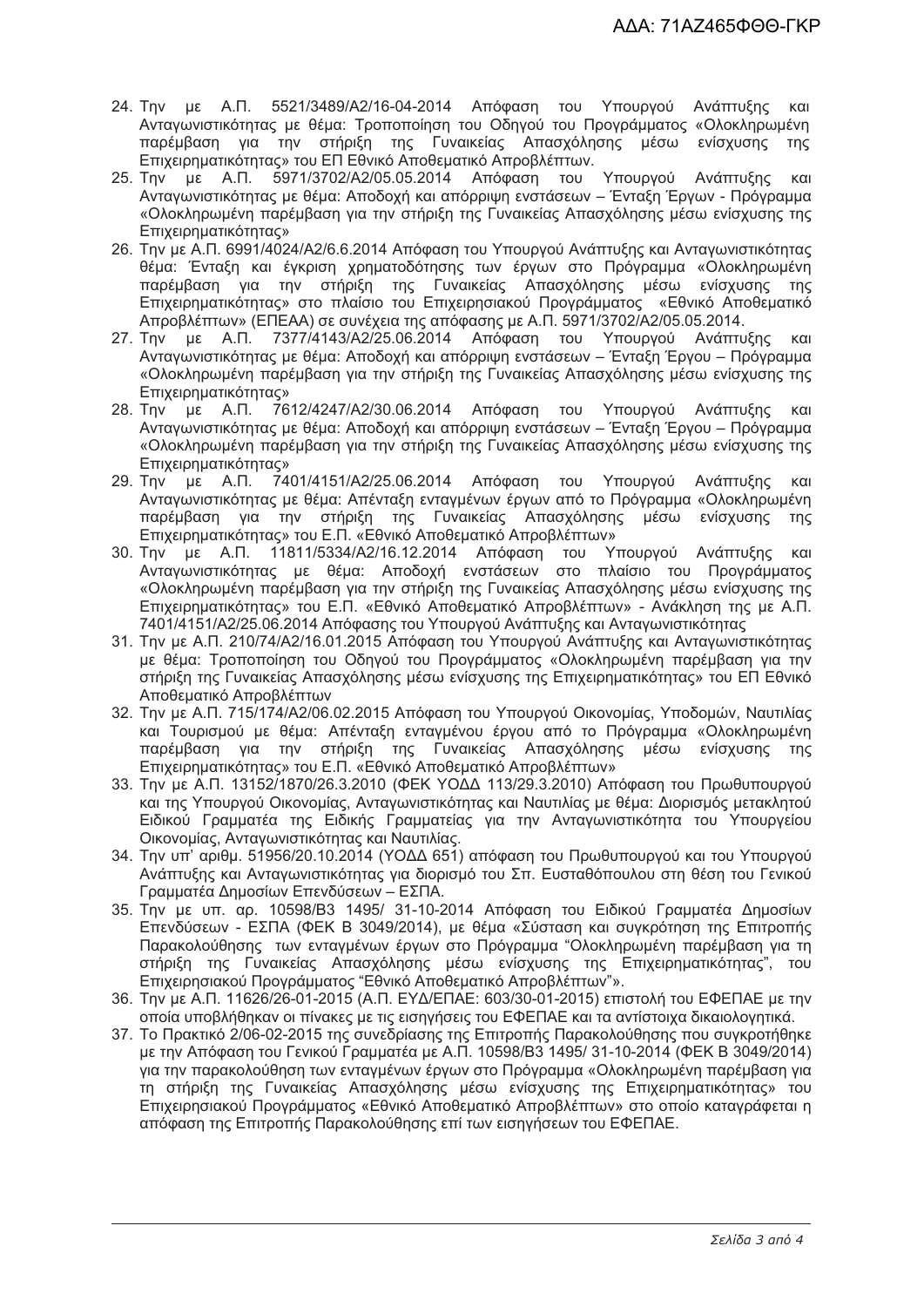24. Την με Α.Π. 5521/3489/Α2/16-04-2014 Απόφαση του Υπουργού Ανάπτυξης και Ανταγωνιστικότητας με θέμα: Τροποποίηση του Οδηγού του Προγράμματος «Ολοκληρωμένη παρέμβαση για την στήριξη της Γυναικείας Απασχόλησης μέσω ενίσχυσης της Επιχειρηματικότητας» του ΕΠ Εθνικό Αποθεματικό Απροβλέπτων.
25. Την με Α.Π. 5971/3702/Α2/05.05.2014 Απόφαση του Υπουργού Ανάπτυξης και Ανταγωνιστικότητας με θέμα: Αποδοχή και απόρριψη ενστάσεων – Ένταξη Έργων - Πρόγραμμα «Ολοκληρωμένη παρέμβαση για την στήριξη της Γυναικείας Απασχόλησης μέσω ενίσχυσης της Επιχειρηματικότητας»
26. Την με Α.Π. 6991/4024/Α2/6.6.2014 Απόφαση του Υπουργού Ανάπτυξης και Ανταγωνιστικότητας θέμα: Ένταξη και έγκριση χρηματοδότησης των έργων στο Πρόγραμμα «Ολοκληρωμένη παρέμβαση για την στήριξη της Γυναικείας Απασχόλησης μέσω ενίσχυσης της Επιχειρηματικότητας» στο πλαίσιο του Επιχειρησιακού Προγράμματος «Εθνικό Αποθεματικό Απροβλέπτων» (ΕΠΕΑΑ) σε συνέχεια της απόφασης με Α.Π. 5971/3702/Α2/05.05.2014.
27. Την με Α.Π. 7377/4143/Α2/25.06.2014 Απόφαση του Υπουργού Ανάπτυξης και Ανταγωνιστικότητας με θέμα: Αποδοχή και απόρριψη ενστάσεων – Ένταξη Έργου – Πρόγραμμα «Ολοκληρωμένη παρέμβαση για την στήριξη της Γυναικείας Απασχόλησης μέσω ενίσχυσης της Επιχειρηματικότητας»
28. Την με Α.Π. 7612/4247/Α2/30.06.2014 Απόφαση του Υπουργού Ανάπτυξης και Ανταγωνιστικότητας με θέμα: Αποδοχή και απόρριψη ενστάσεων – Ένταξη Έργου – Πρόγραμμα «Ολοκληρωμένη παρέμβαση για την στήριξη της Γυναικείας Απασχόλησης μέσω ενίσχυσης της Επιχειρηματικότητας»
29. Την με Α.Π. 7401/4151/Α2/25.06.2014 Απόφαση του Υπουργού Ανάπτυξης και Ανταγωνιστικότητας με θέμα: Απένταξη ενταγμένων έργων από το Πρόγραμμα «Ολοκληρωμένη παρέμβαση για την στήριξη της Γυναικείας Απασχόλησης μέσω ενίσχυσης της Επιχειρηματικότητας» του Ε.Π. «Εθνικό Αποθεματικό Απροβλέπτων»
30. Την με Α.Π. 11811/5334/Α2/16.12.2014 Απόφαση του Υπουργού Ανάπτυξης και Ανταγωνιστικότητας με θέμα: Αποδοχή ενστάσεων στο πλαίσιο του Προγράμματος «Ολοκληρωμένη παρέμβαση για την στήριξη της Γυναικείας Απασχόλησης μέσω ενίσχυσης της Επιχειρηματικότητας» του Ε.Π. «Εθνικό Αποθεματικό Απροβλέπτων» - Ανάκληση της με Α.Π. 7401/4151/Α2/25.06.2014 Απόφασης του Υπουργού Ανάπτυξης και Ανταγωνιστικότητας
31. Την με Α.Π. 210/74/Α2/16.01.2015 Απόφαση του Υπουργού Ανάπτυξης και Ανταγωνιστικότητας με θέμα: Τροποποίηση του Οδηγού του Προγράμματος «Ολοκληρωμένη παρέμβαση για την στήριξη της Γυναικείας Απασχόλησης μέσω ενίσχυσης της Επιχειρηματικότητας» του ΕΠ Εθνικό Αποθεματικό Απροβλέπτων
32. Την με Α.Π. 715/174/Α2/06.02.2015 Απόφαση του Υπουργού Οικονομίας, Υποδομών, Ναυτιλίας και Τουρισμού με θέμα: Απένταξη ενταγμένου έργου από το Πρόγραμμα «Ολοκληρωμένη παρέμβαση για την στήριξη της Γυναικείας Απασχόλησης μέσω ενίσχυσης της Επιχειρηματικότητας» του Ε.Π. «Εθνικό Αποθεματικό Απροβλέπτων»
33. Την με Α.Π. 13152/1870/26.3.2010 (ΦΕΚ ΥΟΔΔ 113/29.3.2010) Απόφαση του Πρωθυπουργού και της Υπουργού Οικονομίας, Ανταγωνιστικότητας και Ναυτιλίας με θέμα: Διορισμός μετακλητού Ειδικού Γραμματέα της Ειδικής Γραμματείας για την Ανταγωνιστικότητα του Υπουργείου Οικονομίας, Ανταγωνιστικότητας και Ναυτιλίας.
34. Την υπ' αριθμ. 51956/20.10.2014 (ΥΟΔΔ 651) απόφαση του Πρωθυπουργού και του Υπουργού Ανάπτυξης και Ανταγωνιστικότητας για διορισμό του Σπ. Ευσταθόπουλου στη θέση του Γενικού Γραμματέα Δημοσίων Επενδύσεων – ΕΣΠΑ.
35. Την με υπ. αρ. 10598/Β3 1495/ 31-10-2014 Απόφαση του Ειδικού Γραμματέα Δημοσίων Επενδύσεων - ΕΣΠΑ (ΦΕΚ Β 3049/2014), με θέμα «Σύσταση και συγκρότηση της Επιτροπής Παρακολούθησης των ενταγμένων έργων στο Πρόγραμμα "Ολοκληρωμένη παρέμβαση για τη στήριξη της Γυναικείας Απασχόλησης μέσω ενίσχυσης της Επιχειρηματικότητας", του Επιχειρησιακού Προγράμματος "Εθνικό Αποθεματικό Απροβλέπτων"».
36. Την με Α.Π. 11626/26-01-2015 (Α.Π. ΕΥΔ/ΕΠΑΕ: 603/30-01-2015) επιστολή του ΕΦΕΠΑΕ με την οποία υποβλήθηκαν οι πίνακες με τις εισηγήσεις του ΕΦΕΠΑΕ και τα αντίστοιχα δικαιολογητικά.
37. Το Πρακτικό 2/06-02-2015 της συνεδρίασης της Επιτροπής Παρακολούθησης που συγκροτήθηκε με την Απόφαση του Γενικού Γραμματέα με Α.Π. 10598/Β3 1495/ 31-10-2014 (ΦΕΚ Β 3049/2014) για την παρακολούθηση των ενταγμένων έργων στο Πρόγραμμα «Ολοκληρωμένη παρέμβαση για τη στήριξη της Γυναικείας Απασχόλησης μέσω ενίσχυσης της Επιχειρηματικότητας» του Επιχειρησιακού Προγράμματος «Εθνικό Αποθεματικό Απροβλέπτων» στο οποίο καταγράφεται η απόφαση της Επιτροπής Παρακολούθησης επί των εισηγήσεων του ΕΦΕΠΑΕ.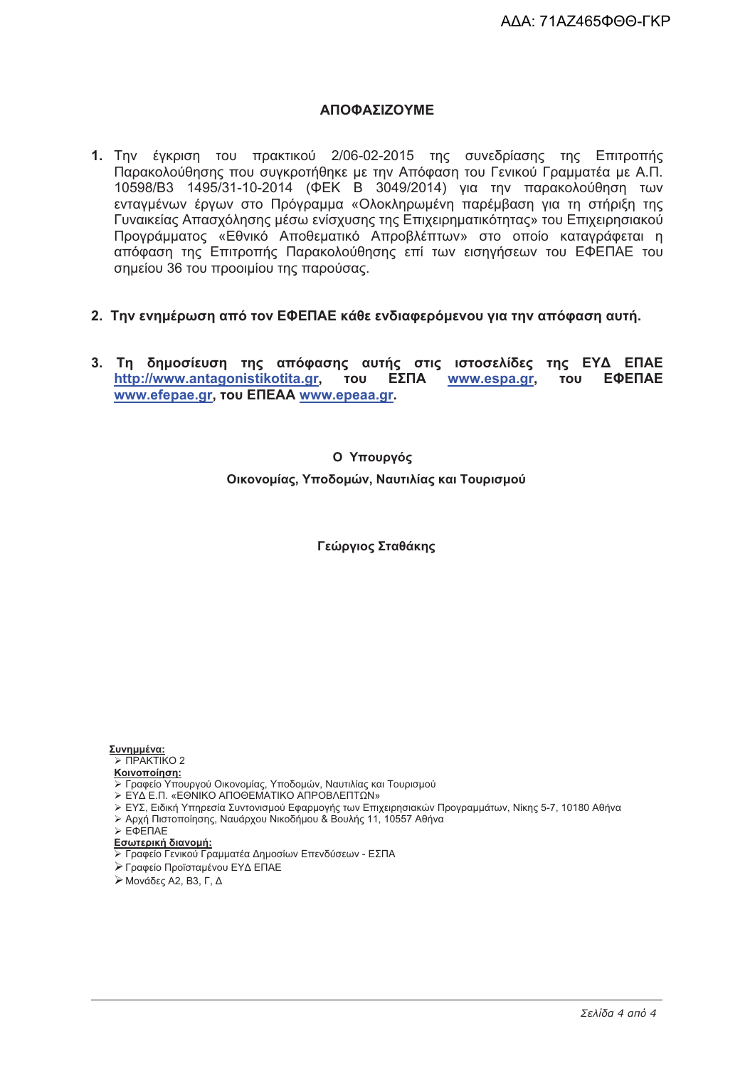## ΑΠΟΦΑΣΙΖΟΥΜΕ

1. Την έγκριση του πρακτικού 2/06-02-2015 της συνεδρίασης της Επιτροπής Παρακολούθησης που συγκροτήθηκε με την Απόφαση του Γενικού Γραμματέα με Α.Π. 10598/Β3 1495/31-10-2014 (ΦΕΚ Β 3049/2014) για την παρακολούθηση των ενταγμένων έργων στο Πρόγραμμα «Ολοκληρωμένη παρέμβαση για τη στήριξη της Γυναικείας Απασχόλησης μέσω ενίσχυσης της Επιχειρηματικότητας» του Επιχειρησιακού Προγράμματος «Εθνικό Αποθεματικό Απροβλέπτων» στο οποίο καταγράφεται η απόφαση της Επιτροπής Παρακολούθησης επί των εισηγήσεων του ΕΦΕΠΑΕ του σημείου 36 του προοιμίου της παρούσας.

2. **Την ενημέρωση από τον ΕΦΕΠΑΕ κάθε ενδιαφερόμενου για την απόφαση αυτή.**

3. **Τη δημοσίευση της απόφασης αυτής στις ιστοσελίδες της ΕΥΔ ΕΠΑΕ http://www.antagonistikotita.gr, του ΕΣΠΑ www.espa.gr, του ΕΦΕΠΑΕ www.efepae.gr, του ΕΠΕΑΑ www.epeaa.gr.**

**Ο Υπουργός**

**Οικονομίας, Υποδομών, Ναυτιλίας και Τουρισμού**

**Γεώργιος Σταθάκης**

**Συνημμένα:**
- ΠΡΑΚΤΙΚΟ 2

**Κοινοποίηση:**
- Γραφείο Υπουργού Οικονομίας, Υποδομών, Ναυτιλίας και Τουρισμού
- ΕΥΔ Ε.Π. «ΕΘΝΙΚΟ ΑΠΟΘΕΜΑΤΙΚΟ ΑΠΡΟΒΛΕΠΤΩΝ»
- ΕΥΣ, Ειδική Υπηρεσία Συντονισμού Εφαρμογής των Επιχειρησιακών Προγραμμάτων, Νίκης 5-7, 10180 Αθήνα
- Αρχή Πιστοποίησης, Ναυάρχου Νικοδήμου & Βουλής 11, 10557 Αθήνα
- ΕΦΕΠΑΕ

**Εσωτερική διανομή:**
- Γραφείο Γενικού Γραμματέα Δημοσίων Επενδύσεων - ΕΣΠΑ
- Γραφείο Προϊσταμένου ΕΥΔ ΕΠΑΕ
- Μονάδες Α2, Β3, Γ, Δ